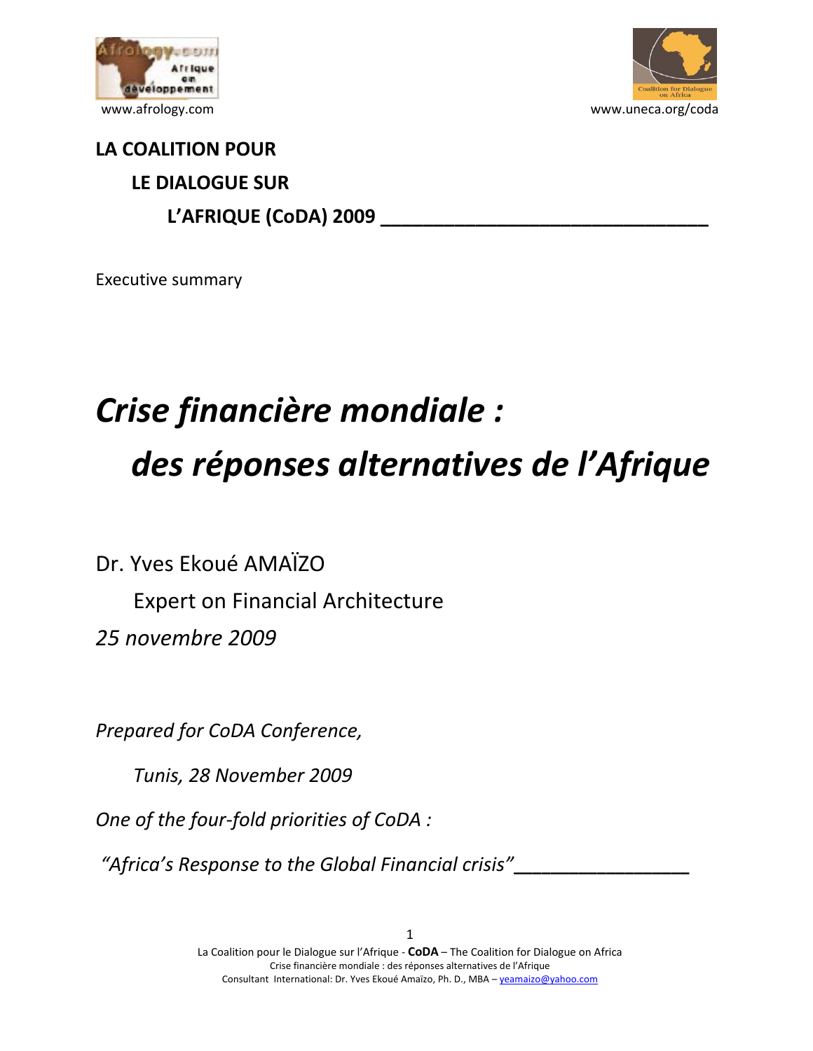www.afrology.com

www.uneca.org/coda

**LA COALITION POUR LE DIALOGUE SUR L'AFRIQUE (CoDA) 2009**

Executive summary

# *Crise financière mondiale : des réponses alternatives de l'Afrique*

Dr. Yves Ekoué AMAÏZO

Expert on Financial Architecture

*25 novembre 2009*

*Prepared for CoDA Conference,*

*Tunis, 28 November 2009*

*One of the four-fold priorities of CoDA :*

*"Africa's Response to the Global Financial crisis"*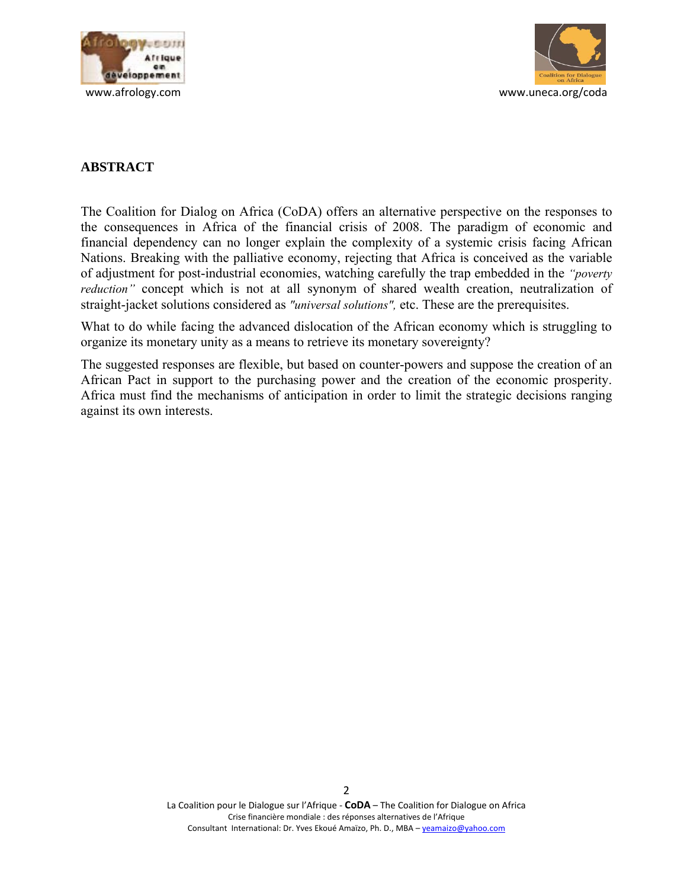## ABSTRACT

The Coalition for Dialog on Africa (CoDA) offers an alternative perspective on the responses to the consequences in Africa of the financial crisis of 2008. The paradigm of economic and financial dependency can no longer explain the complexity of a systemic crisis facing African Nations. Breaking with the palliative economy, rejecting that Africa is conceived as the variable of adjustment for post-industrial economies, watching carefully the trap embedded in the *"poverty reduction"* concept which is not at all synonym of shared wealth creation, neutralization of straight-jacket solutions considered as *"universal solutions",* etc. These are the prerequisites.

What to do while facing the advanced dislocation of the African economy which is struggling to organize its monetary unity as a means to retrieve its monetary sovereignty?

The suggested responses are flexible, but based on counter-powers and suppose the creation of an African Pact in support to the purchasing power and the creation of the economic prosperity. Africa must find the mechanisms of anticipation in order to limit the strategic decisions ranging against its own interests.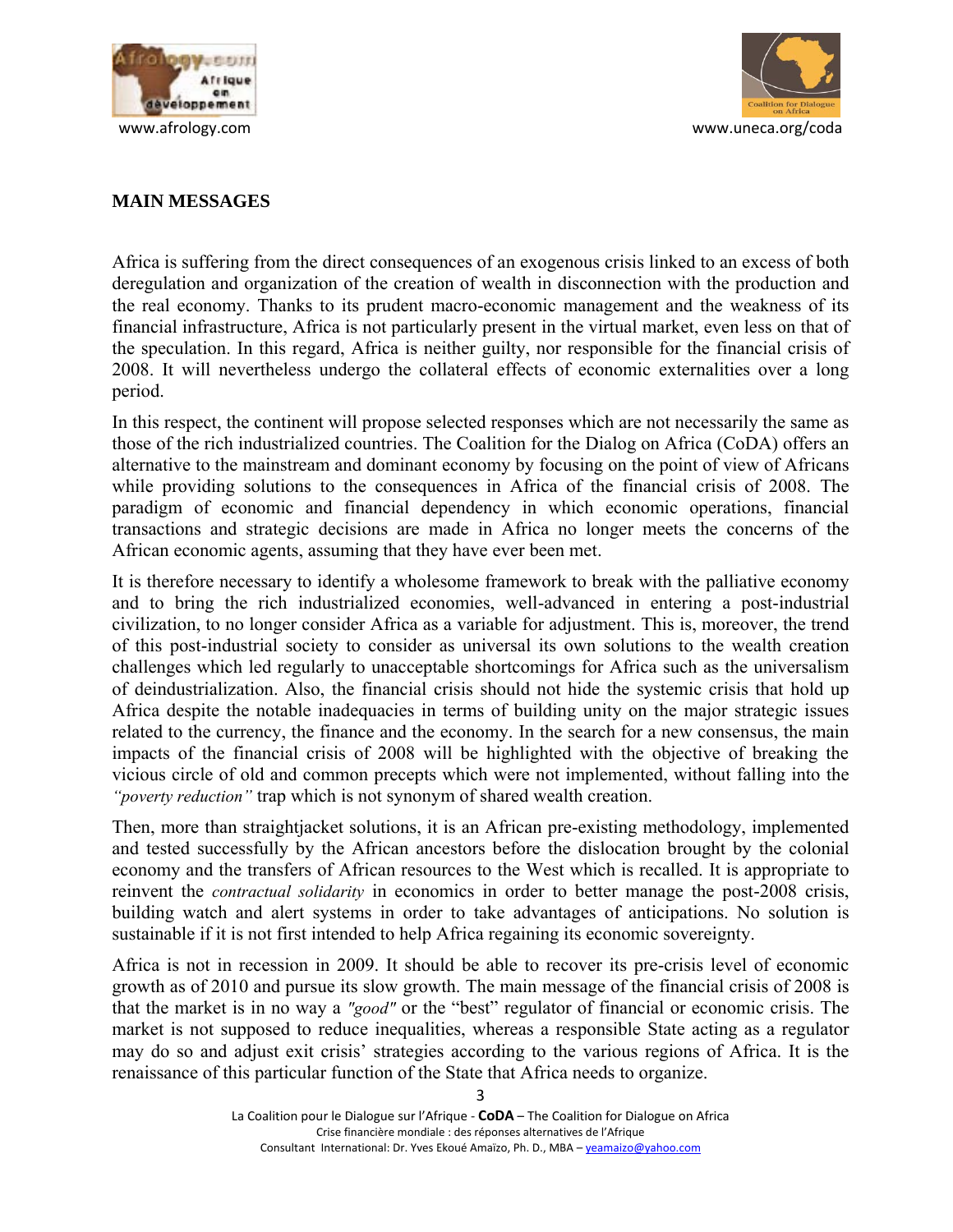## MAIN MESSAGES

Africa is suffering from the direct consequences of an exogenous crisis linked to an excess of both deregulation and organization of the creation of wealth in disconnection with the production and the real economy. Thanks to its prudent macro-economic management and the weakness of its financial infrastructure, Africa is not particularly present in the virtual market, even less on that of the speculation. In this regard, Africa is neither guilty, nor responsible for the financial crisis of 2008. It will nevertheless undergo the collateral effects of economic externalities over a long period.

In this respect, the continent will propose selected responses which are not necessarily the same as those of the rich industrialized countries. The Coalition for the Dialog on Africa (CoDA) offers an alternative to the mainstream and dominant economy by focusing on the point of view of Africans while providing solutions to the consequences in Africa of the financial crisis of 2008. The paradigm of economic and financial dependency in which economic operations, financial transactions and strategic decisions are made in Africa no longer meets the concerns of the African economic agents, assuming that they have ever been met.

It is therefore necessary to identify a wholesome framework to break with the palliative economy and to bring the rich industrialized economies, well-advanced in entering a post-industrial civilization, to no longer consider Africa as a variable for adjustment. This is, moreover, the trend of this post-industrial society to consider as universal its own solutions to the wealth creation challenges which led regularly to unacceptable shortcomings for Africa such as the universalism of deindustrialization. Also, the financial crisis should not hide the systemic crisis that hold up Africa despite the notable inadequacies in terms of building unity on the major strategic issues related to the currency, the finance and the economy. In the search for a new consensus, the main impacts of the financial crisis of 2008 will be highlighted with the objective of breaking the vicious circle of old and common precepts which were not implemented, without falling into the *"poverty reduction"* trap which is not synonym of shared wealth creation.

Then, more than straightjacket solutions, it is an African pre-existing methodology, implemented and tested successfully by the African ancestors before the dislocation brought by the colonial economy and the transfers of African resources to the West which is recalled. It is appropriate to reinvent the *contractual solidarity* in economics in order to better manage the post-2008 crisis, building watch and alert systems in order to take advantages of anticipations. No solution is sustainable if it is not first intended to help Africa regaining its economic sovereignty.

Africa is not in recession in 2009. It should be able to recover its pre-crisis level of economic growth as of 2010 and pursue its slow growth. The main message of the financial crisis of 2008 is that the market is in no way a *"good"* or the "best" regulator of financial or economic crisis. The market is not supposed to reduce inequalities, whereas a responsible State acting as a regulator may do so and adjust exit crisis' strategies according to the various regions of Africa. It is the renaissance of this particular function of the State that Africa needs to organize.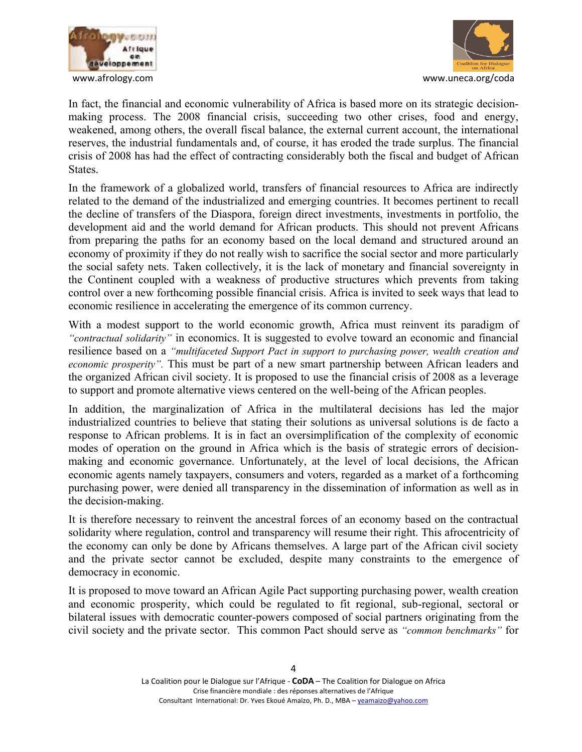In fact, the financial and economic vulnerability of Africa is based more on its strategic decision-making process. The 2008 financial crisis, succeeding two other crises, food and energy, weakened, among others, the overall fiscal balance, the external current account, the international reserves, the industrial fundamentals and, of course, it has eroded the trade surplus. The financial crisis of 2008 has had the effect of contracting considerably both the fiscal and budget of African States.

In the framework of a globalized world, transfers of financial resources to Africa are indirectly related to the demand of the industrialized and emerging countries. It becomes pertinent to recall the decline of transfers of the Diaspora, foreign direct investments, investments in portfolio, the development aid and the world demand for African products. This should not prevent Africans from preparing the paths for an economy based on the local demand and structured around an economy of proximity if they do not really wish to sacrifice the social sector and more particularly the social safety nets. Taken collectively, it is the lack of monetary and financial sovereignty in the Continent coupled with a weakness of productive structures which prevents from taking control over a new forthcoming possible financial crisis. Africa is invited to seek ways that lead to economic resilience in accelerating the emergence of its common currency.

With a modest support to the world economic growth, Africa must reinvent its paradigm of *"contractual solidarity"* in economics. It is suggested to evolve toward an economic and financial resilience based on a *"multifaceted Support Pact in support to purchasing power, wealth creation and economic prosperity".* This must be part of a new smart partnership between African leaders and the organized African civil society. It is proposed to use the financial crisis of 2008 as a leverage to support and promote alternative views centered on the well-being of the African peoples.

In addition, the marginalization of Africa in the multilateral decisions has led the major industrialized countries to believe that stating their solutions as universal solutions is de facto a response to African problems. It is in fact an oversimplification of the complexity of economic modes of operation on the ground in Africa which is the basis of strategic errors of decision-making and economic governance. Unfortunately, at the level of local decisions, the African economic agents namely taxpayers, consumers and voters, regarded as a market of a forthcoming purchasing power, were denied all transparency in the dissemination of information as well as in the decision-making.

It is therefore necessary to reinvent the ancestral forces of an economy based on the contractual solidarity where regulation, control and transparency will resume their right. This afrocentricity of the economy can only be done by Africans themselves. A large part of the African civil society and the private sector cannot be excluded, despite many constraints to the emergence of democracy in economic.

It is proposed to move toward an African Agile Pact supporting purchasing power, wealth creation and economic prosperity, which could be regulated to fit regional, sub-regional, sectoral or bilateral issues with democratic counter-powers composed of social partners originating from the civil society and the private sector. This common Pact should serve as *"common benchmarks"* for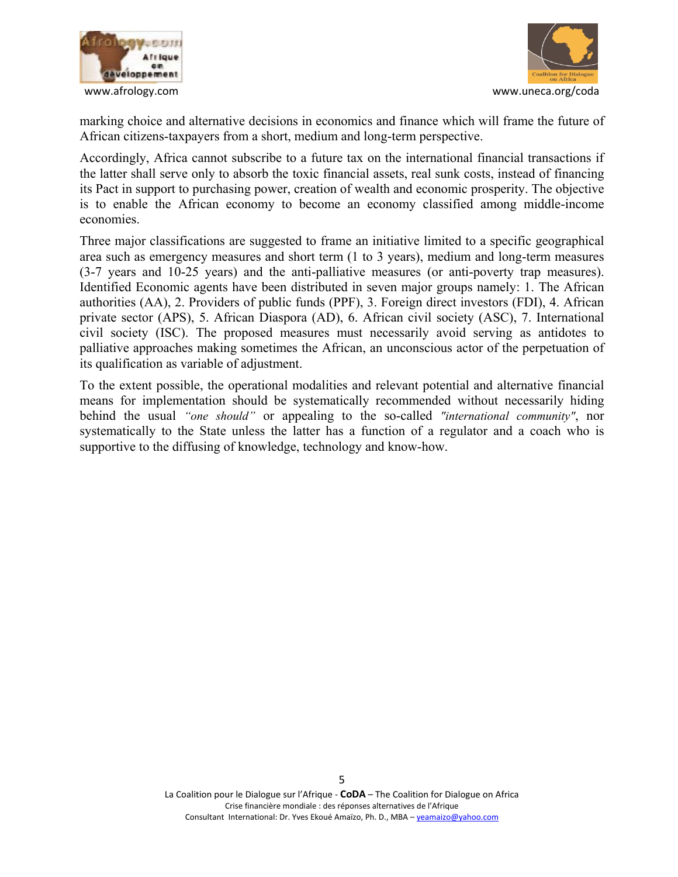marking choice and alternative decisions in economics and finance which will frame the future of African citizens-taxpayers from a short, medium and long-term perspective.

Accordingly, Africa cannot subscribe to a future tax on the international financial transactions if the latter shall serve only to absorb the toxic financial assets, real sunk costs, instead of financing its Pact in support to purchasing power, creation of wealth and economic prosperity. The objective is to enable the African economy to become an economy classified among middle-income economies.

Three major classifications are suggested to frame an initiative limited to a specific geographical area such as emergency measures and short term (1 to 3 years), medium and long-term measures (3-7 years and 10-25 years) and the anti-palliative measures (or anti-poverty trap measures). Identified Economic agents have been distributed in seven major groups namely: 1. The African authorities (AA), 2. Providers of public funds (PPF), 3. Foreign direct investors (FDI), 4. African private sector (APS), 5. African Diaspora (AD), 6. African civil society (ASC), 7. International civil society (ISC). The proposed measures must necessarily avoid serving as antidotes to palliative approaches making sometimes the African, an unconscious actor of the perpetuation of its qualification as variable of adjustment.

To the extent possible, the operational modalities and relevant potential and alternative financial means for implementation should be systematically recommended without necessarily hiding behind the usual *"one should"* or appealing to the so-called *"international community"*, nor systematically to the State unless the latter has a function of a regulator and a coach who is supportive to the diffusing of knowledge, technology and know-how.